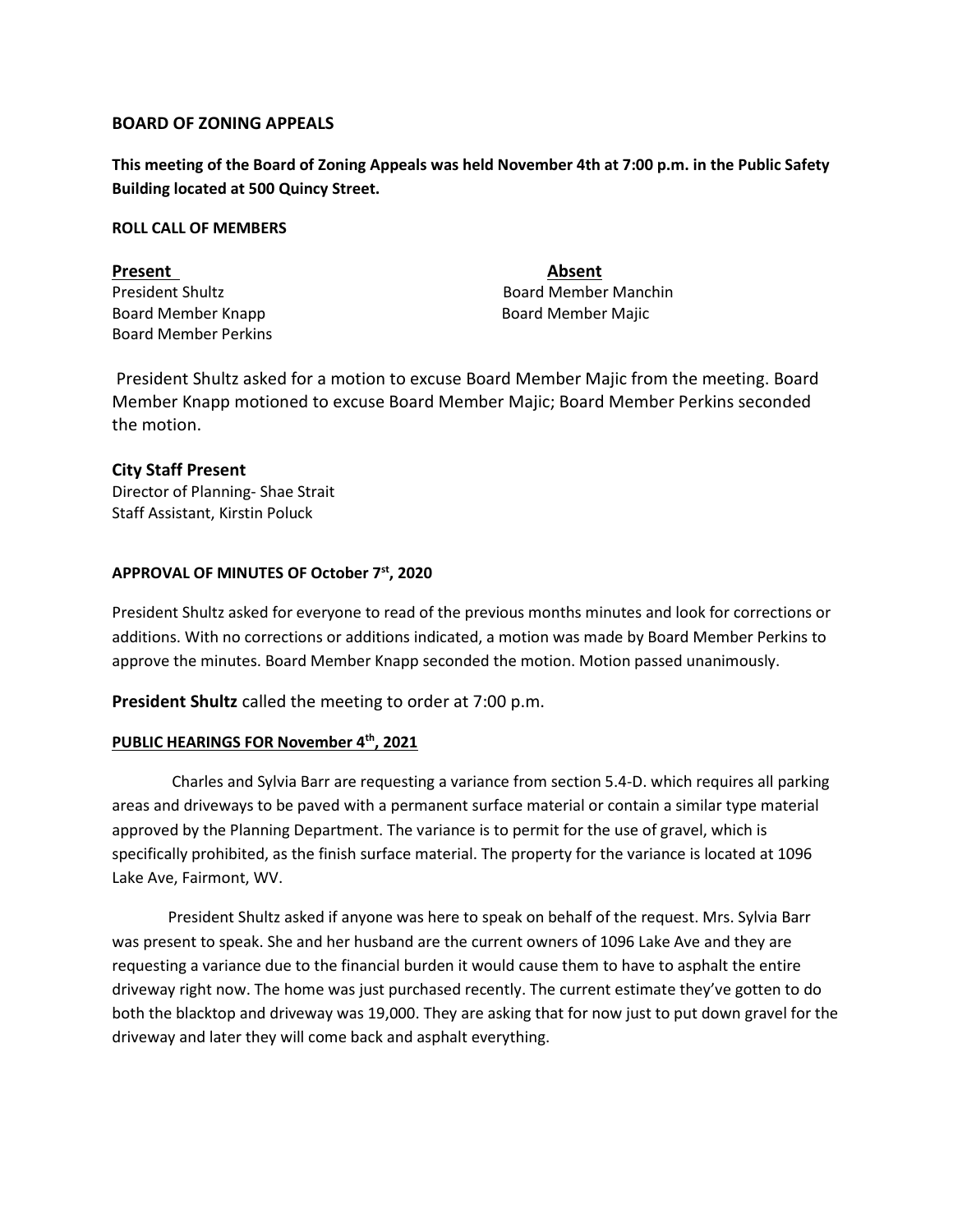## BOARD OF ZONING APPEALS

**This meeting of the Board of Zoning Appeals was held November 4th at 7:00 p.m. in the Public Safety Building located at 500 Quincy Street.**

**ROLL CALL OF MEMBERS**

| **Present** | **Absent** |
| --- | --- |
| President Shultz | Board Member Manchin |
| Board Member Knapp | Board Member Majic |
| Board Member Perkins | |

President Shultz asked for a motion to excuse Board Member Majic from the meeting. Board Member Knapp motioned to excuse Board Member Majic; Board Member Perkins seconded the motion.

### City Staff Present

Director of Planning- Shae Strait
Staff Assistant, Kirstin Poluck

**APPROVAL OF MINUTES OF October 7st, 2020**

President Shultz asked for everyone to read of the previous months minutes and look for corrections or additions. With no corrections or additions indicated, a motion was made by Board Member Perkins to approve the minutes. Board Member Knapp seconded the motion. Motion passed unanimously.

**President Shultz** called the meeting to order at 7:00 p.m.

**PUBLIC HEARINGS FOR November 4th, 2021**

Charles and Sylvia Barr are requesting a variance from section 5.4-D. which requires all parking areas and driveways to be paved with a permanent surface material or contain a similar type material approved by the Planning Department. The variance is to permit for the use of gravel, which is specifically prohibited, as the finish surface material. The property for the variance is located at 1096 Lake Ave, Fairmont, WV.

President Shultz asked if anyone was here to speak on behalf of the request. Mrs. Sylvia Barr was present to speak. She and her husband are the current owners of 1096 Lake Ave and they are requesting a variance due to the financial burden it would cause them to have to asphalt the entire driveway right now. The home was just purchased recently. The current estimate they've gotten to do both the blacktop and driveway was 19,000. They are asking that for now just to put down gravel for the driveway and later they will come back and asphalt everything.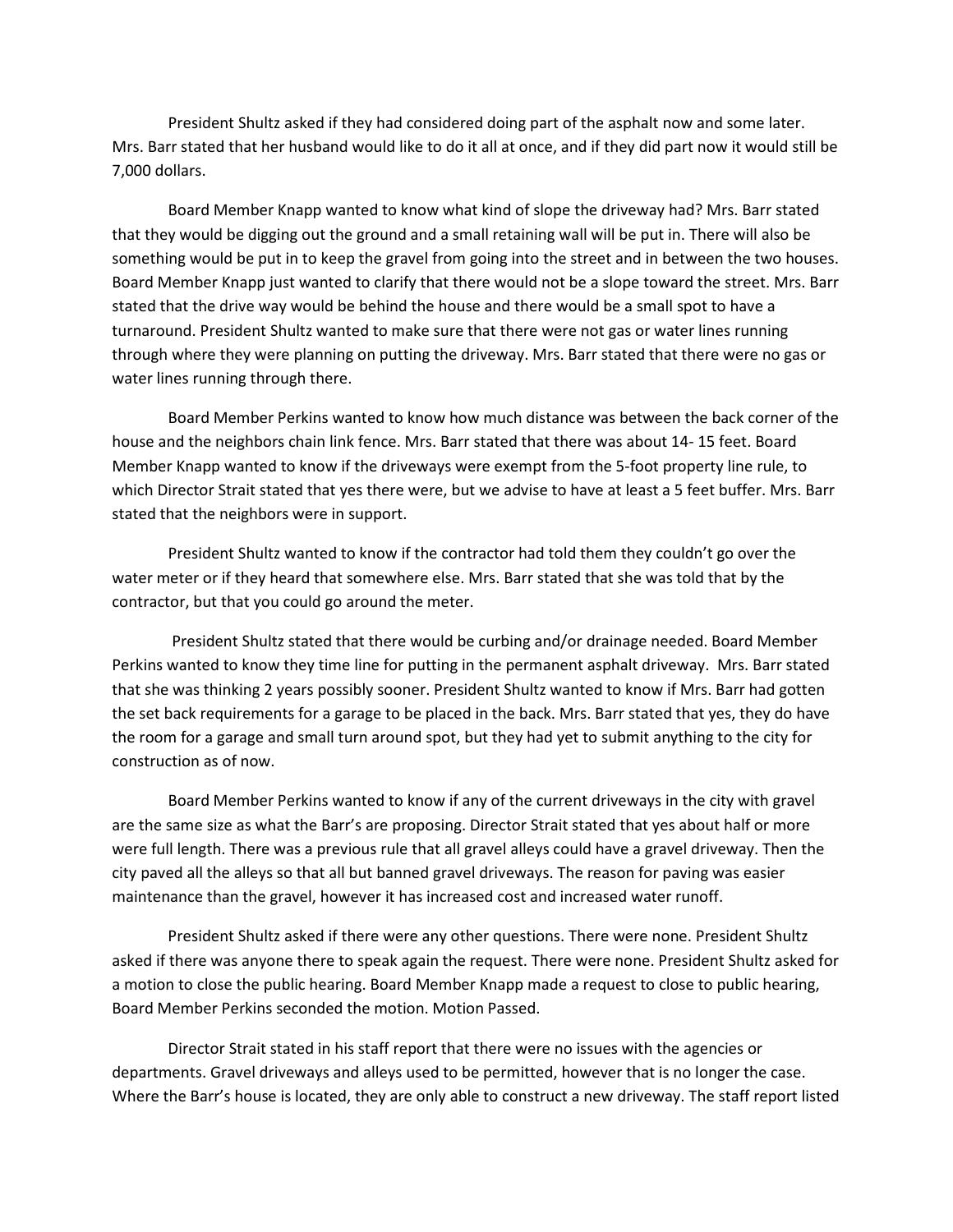President Shultz asked if they had considered doing part of the asphalt now and some later. Mrs. Barr stated that her husband would like to do it all at once, and if they did part now it would still be 7,000 dollars.

Board Member Knapp wanted to know what kind of slope the driveway had? Mrs. Barr stated that they would be digging out the ground and a small retaining wall will be put in. There will also be something would be put in to keep the gravel from going into the street and in between the two houses. Board Member Knapp just wanted to clarify that there would not be a slope toward the street. Mrs. Barr stated that the drive way would be behind the house and there would be a small spot to have a turnaround. President Shultz wanted to make sure that there were not gas or water lines running through where they were planning on putting the driveway. Mrs. Barr stated that there were no gas or water lines running through there.

Board Member Perkins wanted to know how much distance was between the back corner of the house and the neighbors chain link fence. Mrs. Barr stated that there was about 14- 15 feet. Board Member Knapp wanted to know if the driveways were exempt from the 5-foot property line rule, to which Director Strait stated that yes there were, but we advise to have at least a 5 feet buffer. Mrs. Barr stated that the neighbors were in support.

President Shultz wanted to know if the contractor had told them they couldn't go over the water meter or if they heard that somewhere else. Mrs. Barr stated that she was told that by the contractor, but that you could go around the meter.

President Shultz stated that there would be curbing and/or drainage needed. Board Member Perkins wanted to know they time line for putting in the permanent asphalt driveway. Mrs. Barr stated that she was thinking 2 years possibly sooner. President Shultz wanted to know if Mrs. Barr had gotten the set back requirements for a garage to be placed in the back. Mrs. Barr stated that yes, they do have the room for a garage and small turn around spot, but they had yet to submit anything to the city for construction as of now.

Board Member Perkins wanted to know if any of the current driveways in the city with gravel are the same size as what the Barr's are proposing. Director Strait stated that yes about half or more were full length. There was a previous rule that all gravel alleys could have a gravel driveway. Then the city paved all the alleys so that all but banned gravel driveways. The reason for paving was easier maintenance than the gravel, however it has increased cost and increased water runoff.

President Shultz asked if there were any other questions. There were none. President Shultz asked if there was anyone there to speak again the request. There were none. President Shultz asked for a motion to close the public hearing. Board Member Knapp made a request to close to public hearing, Board Member Perkins seconded the motion. Motion Passed.

Director Strait stated in his staff report that there were no issues with the agencies or departments. Gravel driveways and alleys used to be permitted, however that is no longer the case. Where the Barr's house is located, they are only able to construct a new driveway. The staff report listed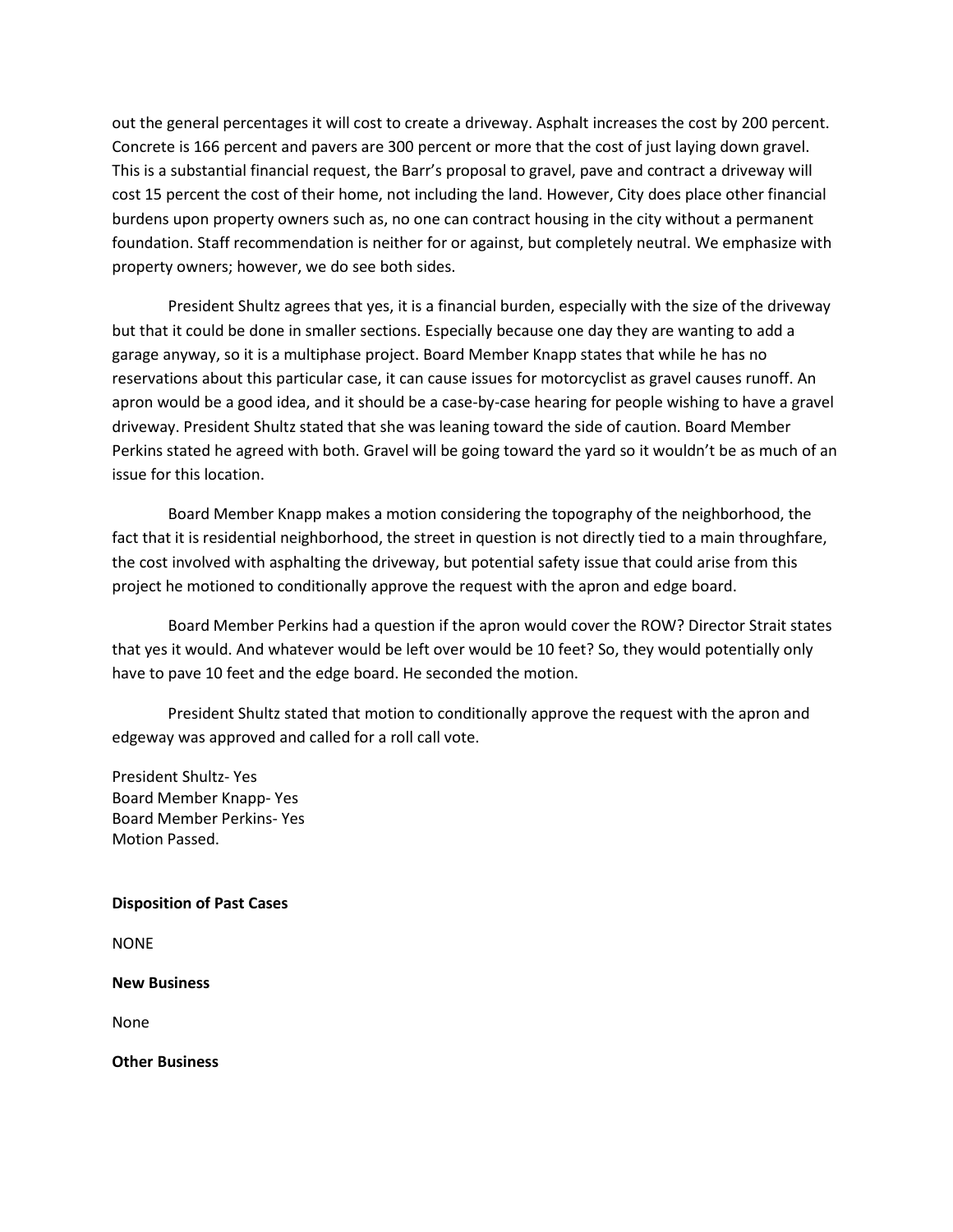out the general percentages it will cost to create a driveway. Asphalt increases the cost by 200 percent. Concrete is 166 percent and pavers are 300 percent or more that the cost of just laying down gravel. This is a substantial financial request, the Barr's proposal to gravel, pave and contract a driveway will cost 15 percent the cost of their home, not including the land. However, City does place other financial burdens upon property owners such as, no one can contract housing in the city without a permanent foundation. Staff recommendation is neither for or against, but completely neutral. We emphasize with property owners; however, we do see both sides.

President Shultz agrees that yes, it is a financial burden, especially with the size of the driveway but that it could be done in smaller sections. Especially because one day they are wanting to add a garage anyway, so it is a multiphase project. Board Member Knapp states that while he has no reservations about this particular case, it can cause issues for motorcyclist as gravel causes runoff. An apron would be a good idea, and it should be a case-by-case hearing for people wishing to have a gravel driveway. President Shultz stated that she was leaning toward the side of caution. Board Member Perkins stated he agreed with both. Gravel will be going toward the yard so it wouldn't be as much of an issue for this location.

Board Member Knapp makes a motion considering the topography of the neighborhood, the fact that it is residential neighborhood, the street in question is not directly tied to a main throughfare, the cost involved with asphalting the driveway, but potential safety issue that could arise from this project he motioned to conditionally approve the request with the apron and edge board.

Board Member Perkins had a question if the apron would cover the ROW? Director Strait states that yes it would. And whatever would be left over would be 10 feet? So, they would potentially only have to pave 10 feet and the edge board. He seconded the motion.

President Shultz stated that motion to conditionally approve the request with the apron and edgeway was approved and called for a roll call vote.

President Shultz- Yes
Board Member Knapp- Yes
Board Member Perkins- Yes
Motion Passed.

**Disposition of Past Cases**

NONE

**New Business**

None

**Other Business**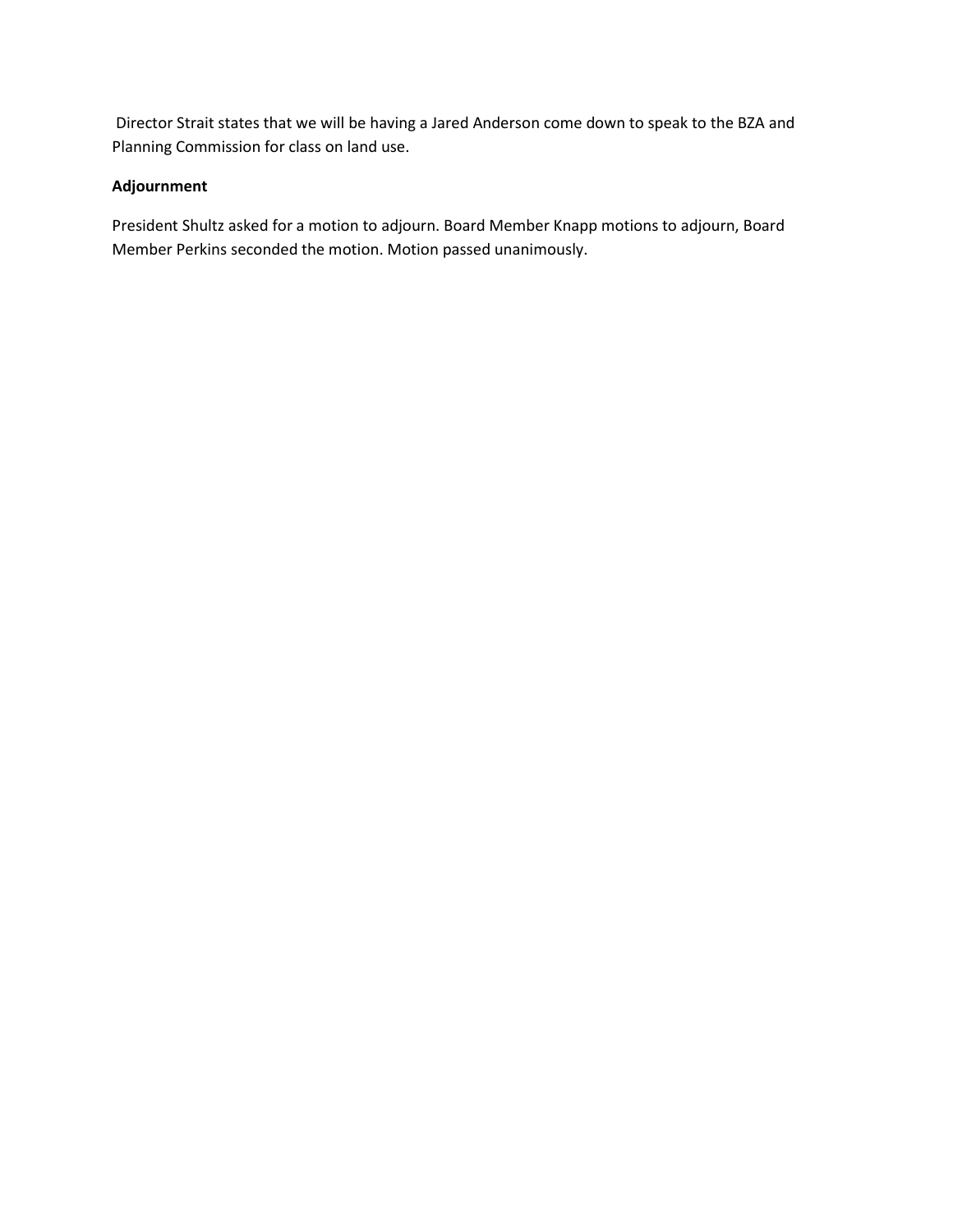Director Strait states that we will be having a Jared Anderson come down to speak to the BZA and Planning Commission for class on land use.

**Adjournment**

President Shultz asked for a motion to adjourn. Board Member Knapp motions to adjourn, Board Member Perkins seconded the motion. Motion passed unanimously.